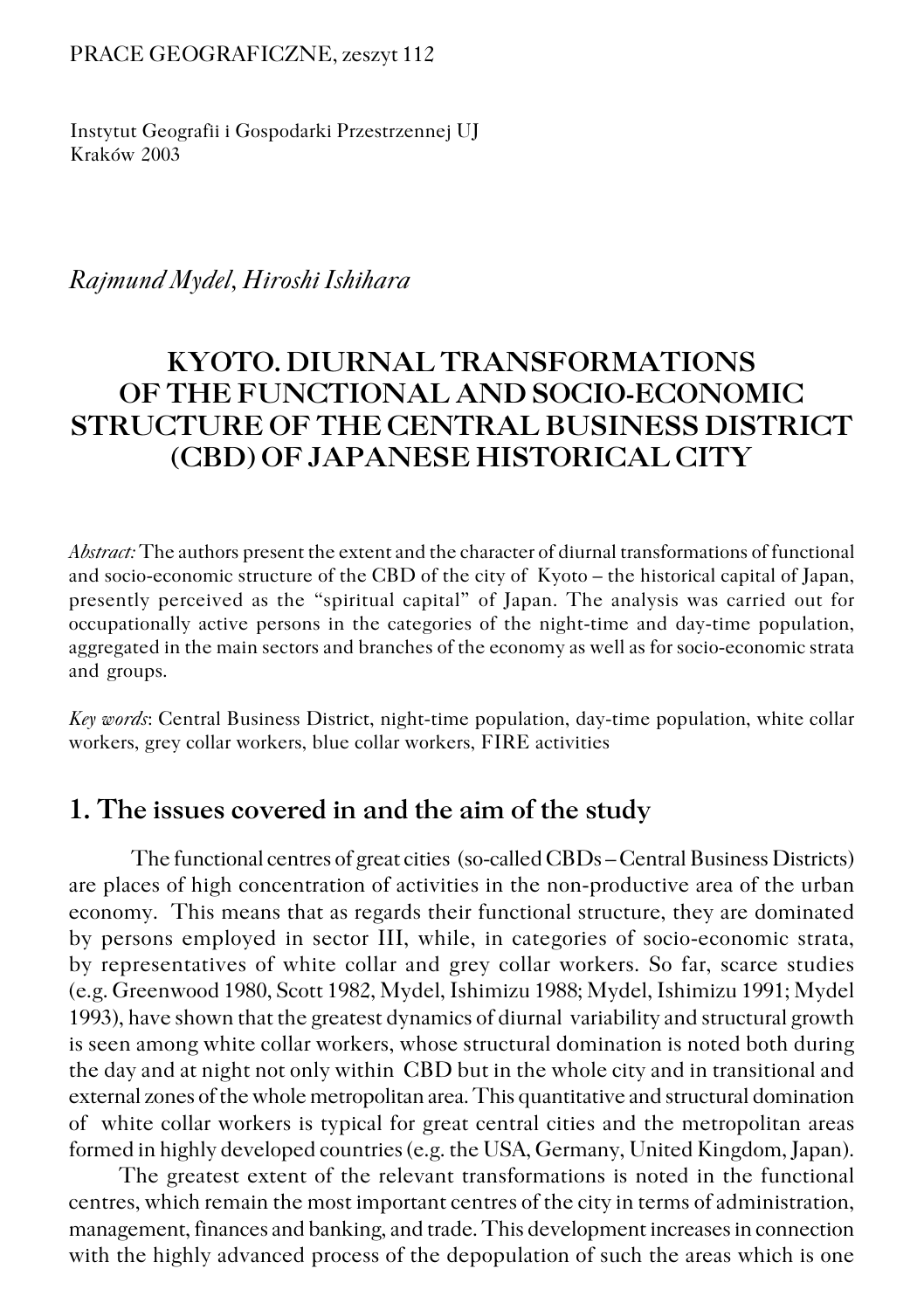PRACE GEOGRAFICZNE, zeszyt 112

Instytut Geografii i Gospodarki Przestrzennej UJ
Kraków 2003

*Rajmund Mydel, Hiroshi Ishihara*

# KYOTO. DIURNAL TRANSFORMATIONS OF THE FUNCTIONAL AND SOCIO-ECONOMIC STRUCTURE OF THE CENTRAL BUSINESS DISTRICT (CBD) OF JAPANESE HISTORICAL CITY

*Abstract:* The authors present the extent and the character of diurnal transformations of functional and socio-economic structure of the CBD of the city of Kyoto – the historical capital of Japan, presently perceived as the "spiritual capital" of Japan. The analysis was carried out for occupationally active persons in the categories of the night-time and day-time population, aggregated in the main sectors and branches of the economy as well as for socio-economic strata and groups.

*Key words*: Central Business District, night-time population, day-time population, white collar workers, grey collar workers, blue collar workers, FIRE activities

## 1. The issues covered in and the aim of the study

The functional centres of great cities (so-called CBDs – Central Business Districts) are places of high concentration of activities in the non-productive area of the urban economy. This means that as regards their functional structure, they are dominated by persons employed in sector III, while, in categories of socio-economic strata, by representatives of white collar and grey collar workers. So far, scarce studies (e.g. Greenwood 1980, Scott 1982, Mydel, Ishimizu 1988; Mydel, Ishimizu 1991; Mydel 1993), have shown that the greatest dynamics of diurnal variability and structural growth is seen among white collar workers, whose structural domination is noted both during the day and at night not only within CBD but in the whole city and in transitional and external zones of the whole metropolitan area. This quantitative and structural domination of white collar workers is typical for great central cities and the metropolitan areas formed in highly developed countries (e.g. the USA, Germany, United Kingdom, Japan).

The greatest extent of the relevant transformations is noted in the functional centres, which remain the most important centres of the city in terms of administration, management, finances and banking, and trade. This development increases in connection with the highly advanced process of the depopulation of such the areas which is one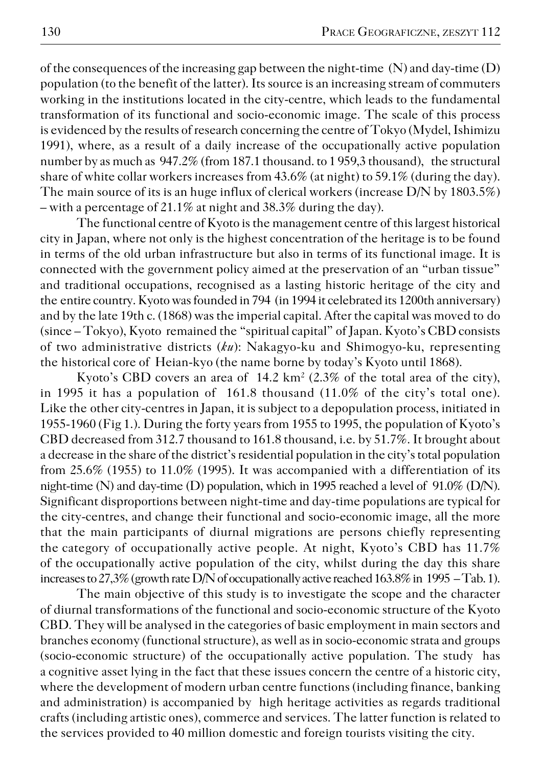of the consequences of the increasing gap between the night-time (N) and day-time (D) population (to the benefit of the latter). Its source is an increasing stream of commuters working in the institutions located in the city-centre, which leads to the fundamental transformation of its functional and socio-economic image. The scale of this process is evidenced by the results of research concerning the centre of Tokyo (Mydel, Ishimizu 1991), where, as a result of a daily increase of the occupationally active population number by as much as 947.2% (from 187.1 thousand. to 1 959,3 thousand), the structural share of white collar workers increases from 43.6% (at night) to 59.1% (during the day). The main source of its is an huge influx of clerical workers (increase D/N by 1803.5%) – with a percentage of 21.1% at night and 38.3% during the day).

The functional centre of Kyoto is the management centre of this largest historical city in Japan, where not only is the highest concentration of the heritage is to be found in terms of the old urban infrastructure but also in terms of its functional image. It is connected with the government policy aimed at the preservation of an "urban tissue" and traditional occupations, recognised as a lasting historic heritage of the city and the entire country. Kyoto was founded in 794 (in 1994 it celebrated its 1200th anniversary) and by the late 19th c. (1868) was the imperial capital. After the capital was moved to do (since – Tokyo), Kyoto remained the "spiritual capital" of Japan. Kyoto's CBD consists of two administrative districts (*ku*): Nakagyo-ku and Shimogyo-ku, representing the historical core of Heian-kyo (the name borne by today's Kyoto until 1868).

Kyoto's CBD covers an area of 14.2 km$^2$ (2.3% of the total area of the city), in 1995 it has a population of 161.8 thousand (11.0% of the city's total one). Like the other city-centres in Japan, it is subject to a depopulation process, initiated in 1955-1960 (Fig 1.). During the forty years from 1955 to 1995, the population of Kyoto's CBD decreased from 312.7 thousand to 161.8 thousand, i.e. by 51.7%. It brought about a decrease in the share of the district's residential population in the city's total population from 25.6% (1955) to 11.0% (1995). It was accompanied with a differentiation of its night-time (N) and day-time (D) population, which in 1995 reached a level of 91.0% (D/N). Significant disproportions between night-time and day-time populations are typical for the city-centres, and change their functional and socio-economic image, all the more that the main participants of diurnal migrations are persons chiefly representing the category of occupationally active people. At night, Kyoto's CBD has 11.7% of the occupationally active population of the city, whilst during the day this share increases to 27,3% (growth rate D/N of occupationally active reached 163.8% in 1995 – Tab. 1).

The main objective of this study is to investigate the scope and the character of diurnal transformations of the functional and socio-economic structure of the Kyoto CBD. They will be analysed in the categories of basic employment in main sectors and branches economy (functional structure), as well as in socio-economic strata and groups (socio-economic structure) of the occupationally active population. The study has a cognitive asset lying in the fact that these issues concern the centre of a historic city, where the development of modern urban centre functions (including finance, banking and administration) is accompanied by high heritage activities as regards traditional crafts (including artistic ones), commerce and services. The latter function is related to the services provided to 40 million domestic and foreign tourists visiting the city.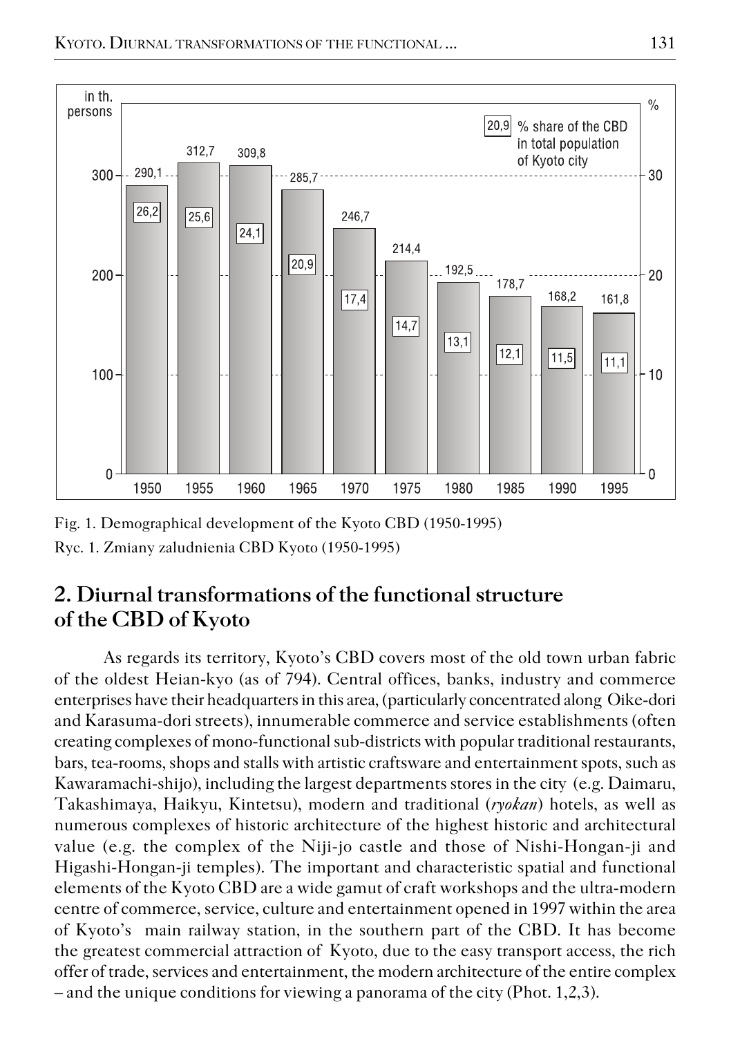Fig. 1. Demographical development of the Kyoto CBD (1950-1995)

Ryc. 1. Zmiany zaludnienia CBD Kyoto (1950-1995)

## 2. Diurnal transformations of the functional structure of the CBD of Kyoto

As regards its territory, Kyoto's CBD covers most of the old town urban fabric of the oldest Heian-kyo (as of 794). Central offices, banks, industry and commerce enterprises have their headquarters in this area, (particularly concentrated along Oike-dori and Karasuma-dori streets), innumerable commerce and service establishments (often creating complexes of mono-functional sub-districts with popular traditional restaurants, bars, tea-rooms, shops and stalls with artistic craftsware and entertainment spots, such as Kawaramachi-shijo), including the largest departments stores in the city (e.g. Daimaru, Takashimaya, Haikyu, Kintetsu), modern and traditional (*ryokan*) hotels, as well as numerous complexes of historic architecture of the highest historic and architectural value (e.g. the complex of the Niji-jo castle and those of Nishi-Hongan-ji and Higashi-Hongan-ji temples). The important and characteristic spatial and functional elements of the Kyoto CBD are a wide gamut of craft workshops and the ultra-modern centre of commerce, service, culture and entertainment opened in 1997 within the area of Kyoto's main railway station, in the southern part of the CBD. It has become the greatest commercial attraction of Kyoto, due to the easy transport access, the rich offer of trade, services and entertainment, the modern architecture of the entire complex – and the unique conditions for viewing a panorama of the city (Phot. 1,2,3).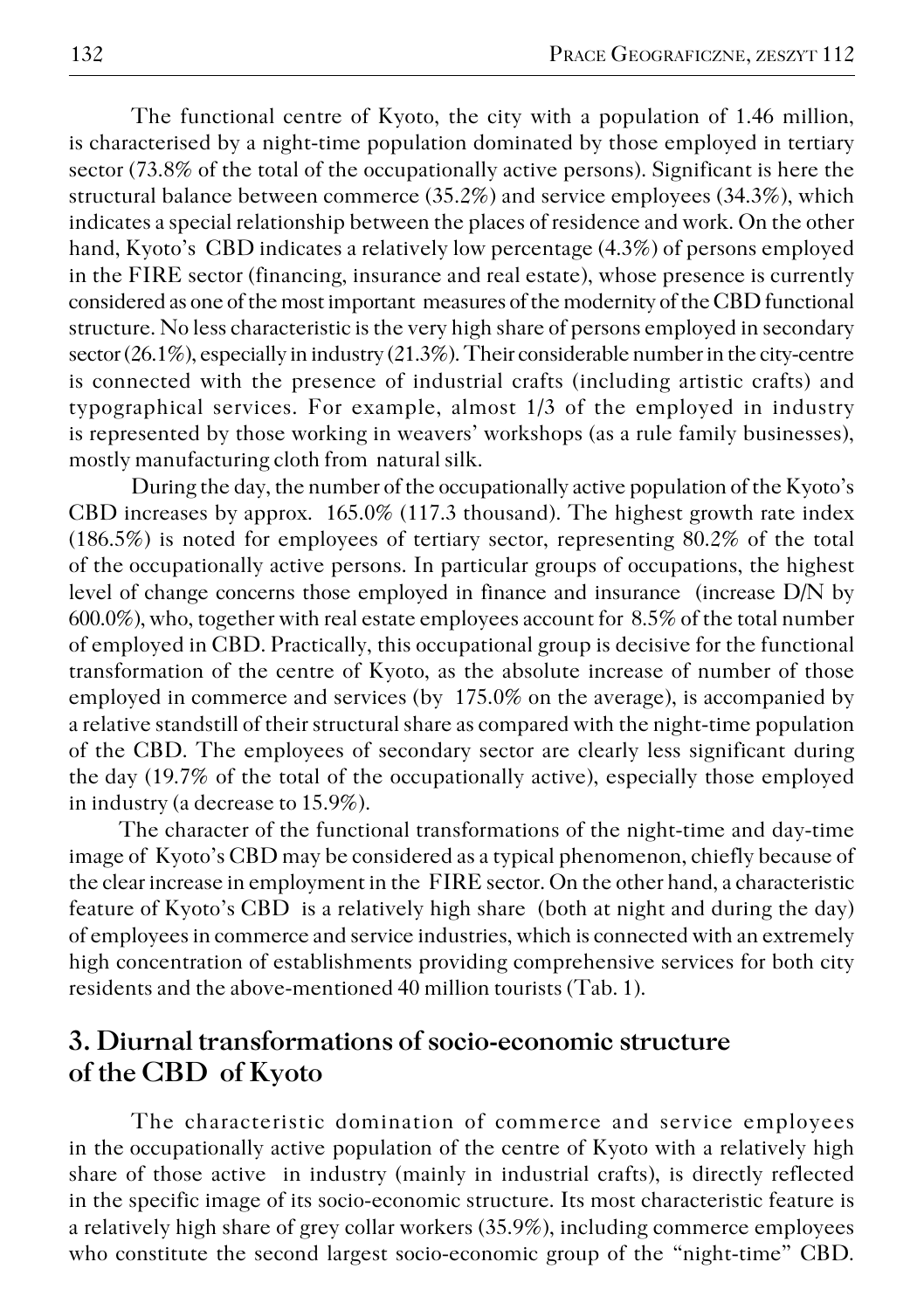The functional centre of Kyoto, the city with a population of 1.46 million, is characterised by a night-time population dominated by those employed in tertiary sector (73.8% of the total of the occupationally active persons). Significant is here the structural balance between commerce (35.2%) and service employees (34.3%), which indicates a special relationship between the places of residence and work. On the other hand, Kyoto's CBD indicates a relatively low percentage (4.3%) of persons employed in the FIRE sector (financing, insurance and real estate), whose presence is currently considered as one of the most important measures of the modernity of the CBD functional structure. No less characteristic is the very high share of persons employed in secondary sector (26.1%), especially in industry (21.3%). Their considerable number in the city-centre is connected with the presence of industrial crafts (including artistic crafts) and typographical services. For example, almost 1/3 of the employed in industry is represented by those working in weavers' workshops (as a rule family businesses), mostly manufacturing cloth from natural silk.

During the day, the number of the occupationally active population of the Kyoto's CBD increases by approx. 165.0% (117.3 thousand). The highest growth rate index (186.5%) is noted for employees of tertiary sector, representing 80.2% of the total of the occupationally active persons. In particular groups of occupations, the highest level of change concerns those employed in finance and insurance (increase D/N by 600.0%), who, together with real estate employees account for 8.5% of the total number of employed in CBD. Practically, this occupational group is decisive for the functional transformation of the centre of Kyoto, as the absolute increase of number of those employed in commerce and services (by 175.0% on the average), is accompanied by a relative standstill of their structural share as compared with the night-time population of the CBD. The employees of secondary sector are clearly less significant during the day (19.7% of the total of the occupationally active), especially those employed in industry (a decrease to 15.9%).

The character of the functional transformations of the night-time and day-time image of Kyoto's CBD may be considered as a typical phenomenon, chiefly because of the clear increase in employment in the FIRE sector. On the other hand, a characteristic feature of Kyoto's CBD is a relatively high share (both at night and during the day) of employees in commerce and service industries, which is connected with an extremely high concentration of establishments providing comprehensive services for both city residents and the above-mentioned 40 million tourists (Tab. 1).

## 3. Diurnal transformations of socio-economic structure of the CBD of Kyoto

The characteristic domination of commerce and service employees in the occupationally active population of the centre of Kyoto with a relatively high share of those active in industry (mainly in industrial crafts), is directly reflected in the specific image of its socio-economic structure. Its most characteristic feature is a relatively high share of grey collar workers (35.9%), including commerce employees who constitute the second largest socio-economic group of the "night-time" CBD.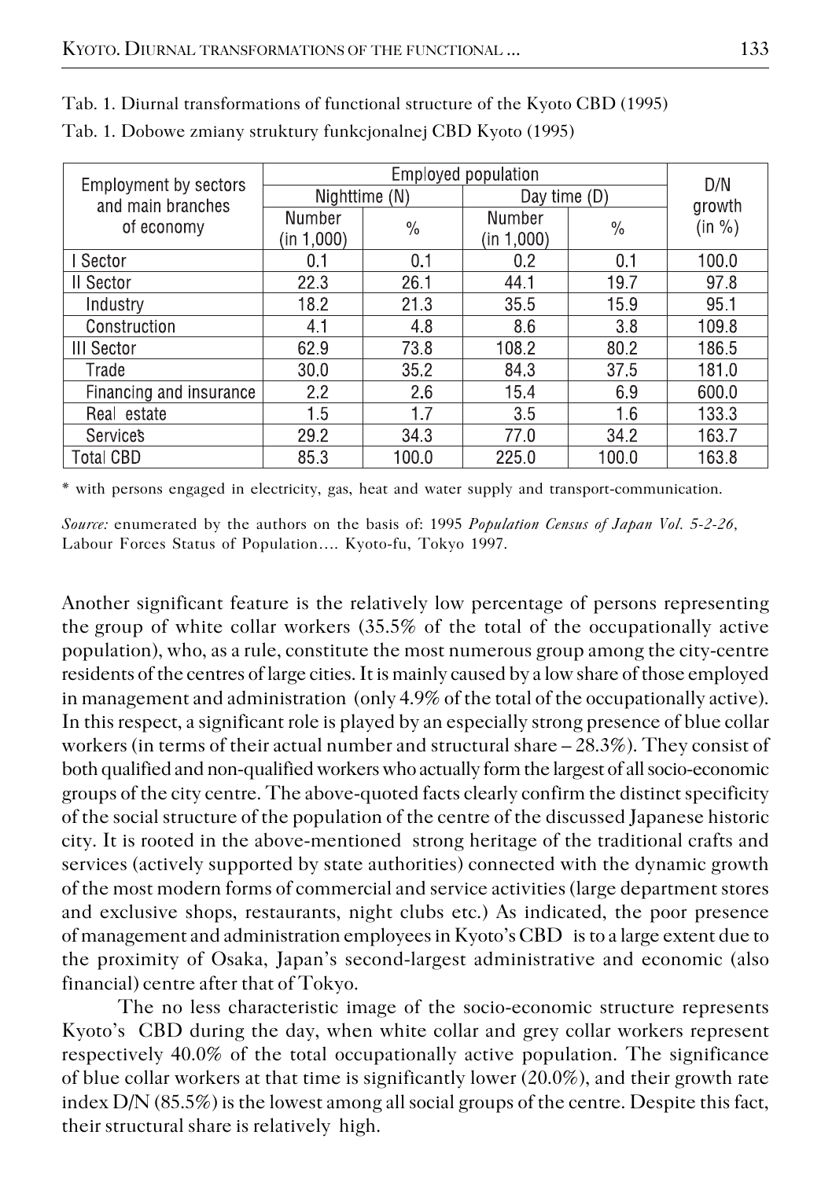Tab. 1. Diurnal transformations of functional structure of the Kyoto CBD (1995)

Tab. 1. Dobowe zmiany struktury funkcjonalnej CBD Kyoto (1995)

| Employment by sectors and main branches of economy | Employed population | | | | D/N growth (in %) |
|---|---|---|---|---|---|
| | Nighttime (N) | | Day time (D) | | |
| | Number (in 1,000) | % | Number (in 1,000) | % | |
| I Sector | 0.1 | 0.1 | 0.2 | 0.1 | 100.0 |
| II Sector | 22.3 | 26.1 | 44.1 | 19.7 | 97.8 |
| Industry | 18.2 | 21.3 | 35.5 | 15.9 | 95.1 |
| Construction | 4.1 | 4.8 | 8.6 | 3.8 | 109.8 |
| III Sector | 62.9 | 73.8 | 108.2 | 80.2 | 186.5 |
| Trade | 30.0 | 35.2 | 84.3 | 37.5 | 181.0 |
| Financing and insurance | 2.2 | 2.6 | 15.4 | 6.9 | 600.0 |
| Real estate | 1.5 | 1.7 | 3.5 | 1.6 | 133.3 |
| Services* | 29.2 | 34.3 | 77.0 | 34.2 | 163.7 |
| Total CBD | 85.3 | 100.0 | 225.0 | 100.0 | 163.8 |

\* with persons engaged in electricity, gas, heat and water supply and transport-communication.

*Source:* enumerated by the authors on the basis of: 1995 *Population Census of Japan Vol. 5-2-26*, Labour Forces Status of Population…. Kyoto-fu, Tokyo 1997.

Another significant feature is the relatively low percentage of persons representing the group of white collar workers (35.5% of the total of the occupationally active population), who, as a rule, constitute the most numerous group among the city-centre residents of the centres of large cities. It is mainly caused by a low share of those employed in management and administration (only 4.9% of the total of the occupationally active). In this respect, a significant role is played by an especially strong presence of blue collar workers (in terms of their actual number and structural share – 28.3%). They consist of both qualified and non-qualified workers who actually form the largest of all socio-economic groups of the city centre. The above-quoted facts clearly confirm the distinct specificity of the social structure of the population of the centre of the discussed Japanese historic city. It is rooted in the above-mentioned strong heritage of the traditional crafts and services (actively supported by state authorities) connected with the dynamic growth of the most modern forms of commercial and service activities (large department stores and exclusive shops, restaurants, night clubs etc.) As indicated, the poor presence of management and administration employees in Kyoto's CBD is to a large extent due to the proximity of Osaka, Japan's second-largest administrative and economic (also financial) centre after that of Tokyo.

The no less characteristic image of the socio-economic structure represents Kyoto's CBD during the day, when white collar and grey collar workers represent respectively 40.0% of the total occupationally active population. The significance of blue collar workers at that time is significantly lower (20.0%), and their growth rate index D/N (85.5%) is the lowest among all social groups of the centre. Despite this fact, their structural share is relatively high.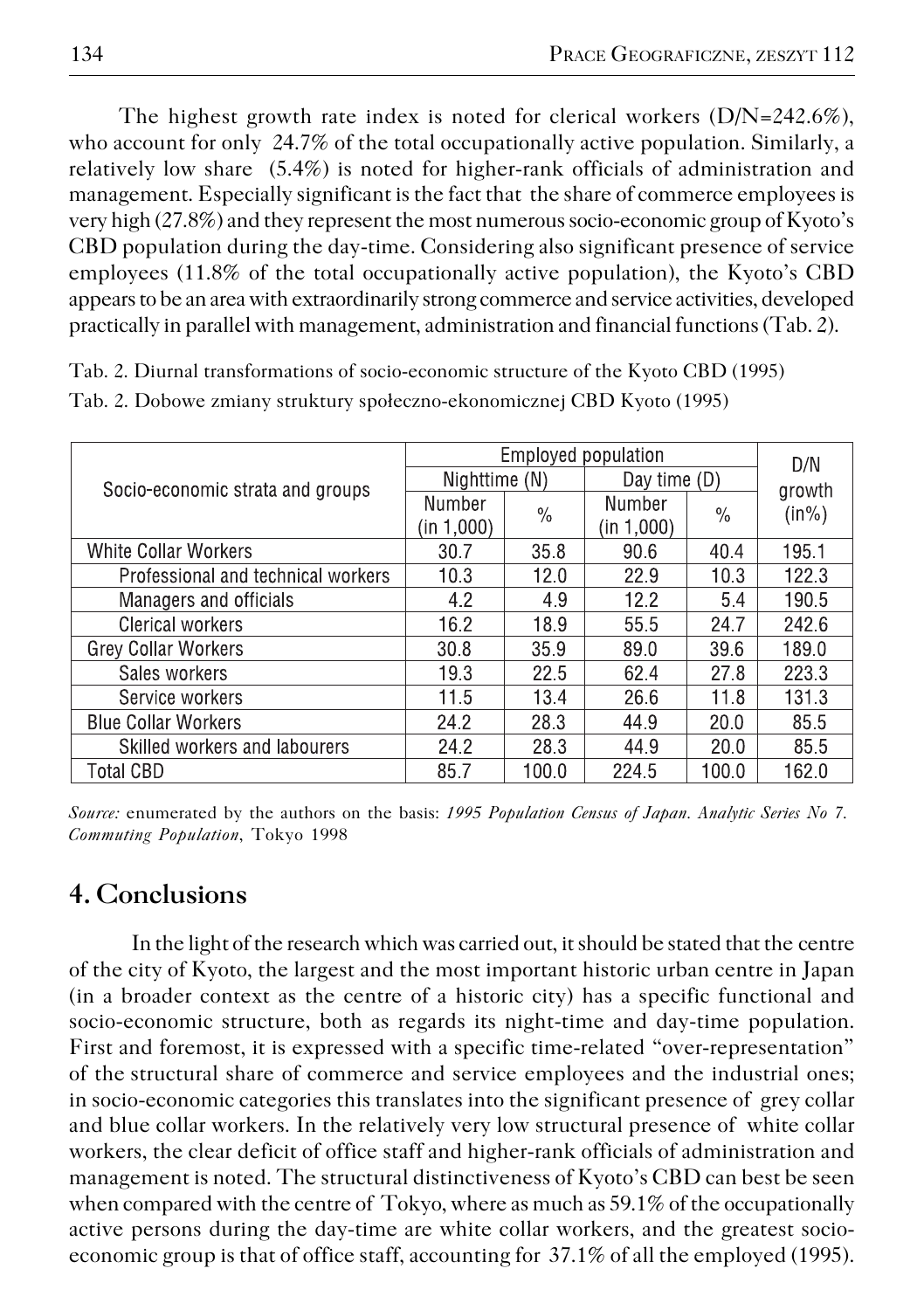The highest growth rate index is noted for clerical workers (D/N=242.6%), who account for only 24.7% of the total occupationally active population. Similarly, a relatively low share (5.4%) is noted for higher-rank officials of administration and management. Especially significant is the fact that the share of commerce employees is very high (27.8%) and they represent the most numerous socio-economic group of Kyoto's CBD population during the day-time. Considering also significant presence of service employees (11.8% of the total occupationally active population), the Kyoto's CBD appears to be an area with extraordinarily strong commerce and service activities, developed practically in parallel with management, administration and financial functions (Tab. 2).

Tab. 2. Diurnal transformations of socio-economic structure of the Kyoto CBD (1995)

Tab. 2. Dobowe zmiany struktury społeczno-ekonomicznej CBD Kyoto (1995)

| Socio-economic strata and groups | Employed population | | | | D/N growth (in%) |
|---|---|---|---|---|---|
| | Nighttime (N) | | Day time (D) | | |
| | Number (in 1,000) | % | Number (in 1,000) | % | |
| White Collar Workers | 30.7 | 35.8 | 90.6 | 40.4 | 195.1 |
| Professional and technical workers | 10.3 | 12.0 | 22.9 | 10.3 | 122.3 |
| Managers and officials | 4.2 | 4.9 | 12.2 | 5.4 | 190.5 |
| Clerical workers | 16.2 | 18.9 | 55.5 | 24.7 | 242.6 |
| Grey Collar Workers | 30.8 | 35.9 | 89.0 | 39.6 | 189.0 |
| Sales workers | 19.3 | 22.5 | 62.4 | 27.8 | 223.3 |
| Service workers | 11.5 | 13.4 | 26.6 | 11.8 | 131.3 |
| Blue Collar Workers | 24.2 | 28.3 | 44.9 | 20.0 | 85.5 |
| Skilled workers and labourers | 24.2 | 28.3 | 44.9 | 20.0 | 85.5 |
| Total CBD | 85.7 | 100.0 | 224.5 | 100.0 | 162.0 |

*Source:* enumerated by the authors on the basis: *1995 Population Census of Japan. Analytic Series No 7. Commuting Population*, Tokyo 1998

## 4. Conclusions

In the light of the research which was carried out, it should be stated that the centre of the city of Kyoto, the largest and the most important historic urban centre in Japan (in a broader context as the centre of a historic city) has a specific functional and socio-economic structure, both as regards its night-time and day-time population. First and foremost, it is expressed with a specific time-related "over-representation" of the structural share of commerce and service employees and the industrial ones; in socio-economic categories this translates into the significant presence of grey collar and blue collar workers. In the relatively very low structural presence of white collar workers, the clear deficit of office staff and higher-rank officials of administration and management is noted. The structural distinctiveness of Kyoto's CBD can best be seen when compared with the centre of Tokyo, where as much as 59.1% of the occupationally active persons during the day-time are white collar workers, and the greatest socio-economic group is that of office staff, accounting for 37.1% of all the employed (1995).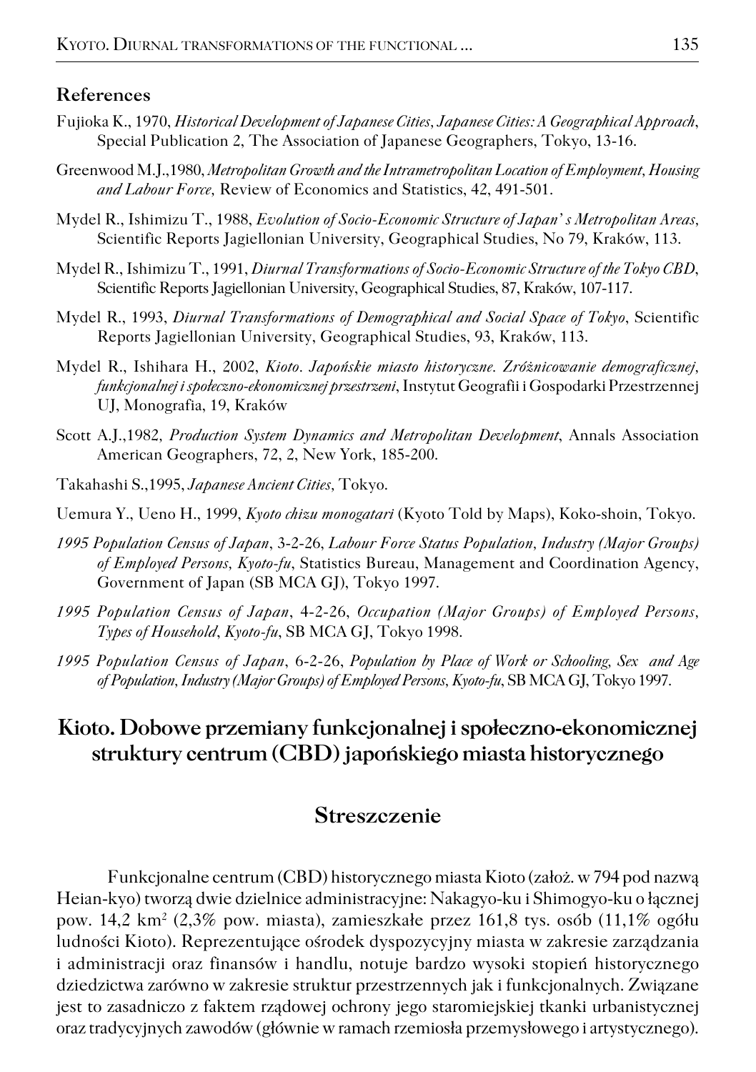## References

Fujioka K., 1970, *Historical Development of Japanese Cities*, *Japanese Cities: A Geographical Approach*, Special Publication 2, The Association of Japanese Geographers, Tokyo, 13-16.

Greenwood M.J.,1980, *Metropolitan Growth and the Intrametropolitan Location of Employment, Housing and Labour Force,* Review of Economics and Statistics, 42, 491-501.

Mydel R., Ishimizu T., 1988, *Evolution of Socio-Economic Structure of Japan' s Metropolitan Areas*, Scientific Reports Jagiellonian University, Geographical Studies, No 79, Kraków, 113.

Mydel R., Ishimizu T., 1991, *Diurnal Transformations of Socio-Economic Structure of the Tokyo CBD*, Scientific Reports Jagiellonian University, Geographical Studies, 87, Kraków, 107-117.

Mydel R., 1993, *Diurnal Transformations of Demographical and Social Space of Tokyo*, Scientific Reports Jagiellonian University, Geographical Studies, 93, Kraków, 113.

Mydel R., Ishihara H., 2002, *Kioto. Japońskie miasto historyczne. Zróżnicowanie demograficznej, funkcjonalnej i społeczno-ekonomicznej przestrzeni*, Instytut Geografii i Gospodarki Przestrzennej UJ, Monografia, 19, Kraków

Scott A.J.,1982*, Production System Dynamics and Metropolitan Development*, Annals Association American Geographers, 72, 2, New York, 185-200.

Takahashi S.,1995, *Japanese Ancient Cities,* Tokyo.

Uemura Y., Ueno H., 1999, *Kyoto chizu monogatari* (Kyoto Told by Maps), Koko-shoin, Tokyo.

*1995 Population Census of Japan*, 3-2-26, *Labour Force Status Population*, *Industry (Major Groups) of Employed Persons*, *Kyoto-fu*, Statistics Bureau, Management and Coordination Agency, Government of Japan (SB MCA GJ), Tokyo 1997.

*1995 Population Census of Japan*, 4-2-26, *Occupation (Major Groups) of Employed Persons*, *Types of Household*, *Kyoto-fu*, SB MCA GJ, Tokyo 1998.

*1995 Population Census of Japan*, 6-2-26, *Population by Place of Work or Schooling, Sex and Age of Population*, *Industry (Major Groups) of Employed Persons*, *Kyoto-fu*, SB MCA GJ, Tokyo 1997.

# Kioto. Dobowe przemiany funkcjonalnej i społeczno-ekonomicznej struktury centrum (CBD) japońskiego miasta historycznego

## Streszczenie

Funkcjonalne centrum (CBD) historycznego miasta Kioto (założ. w 794 pod nazwą Heian-kyo) tworzą dwie dzielnice administracyjne: Nakagyo-ku i Shimogyo-ku o łącznej pow. 14,2 km² (2,3% pow. miasta), zamieszkałe przez 161,8 tys. osób (11,1% ogółu ludności Kioto). Reprezentujące ośrodek dyspozycyjny miasta w zakresie zarządzania i administracji oraz finansów i handlu, notuje bardzo wysoki stopień historycznego dziedzictwa zarówno w zakresie struktur przestrzennych jak i funkcjonalnych. Związane jest to zasadniczo z faktem rządowej ochrony jego staromiejskiej tkanki urbanistycznej oraz tradycyjnych zawodów (głównie w ramach rzemiosła przemysłowego i artystycznego).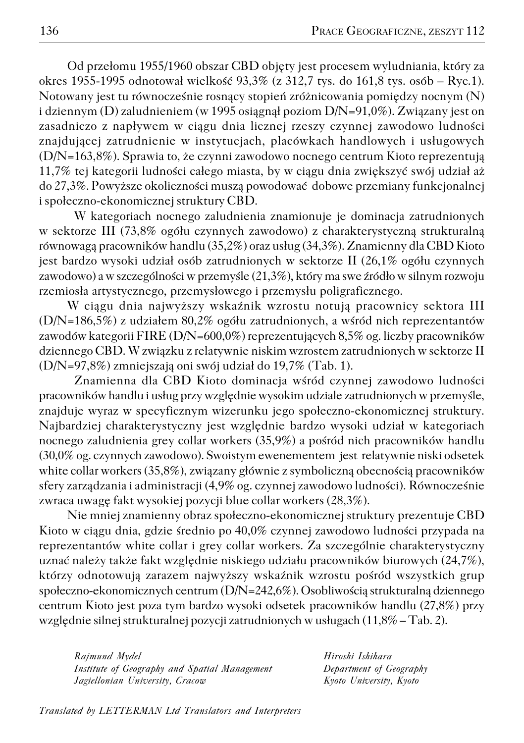Od przełomu 1955/1960 obszar CBD objęty jest procesem wyludniania, który za okres 1955-1995 odnotował wielkość 93,3% (z 312,7 tys. do 161,8 tys. osób – Ryc.1). Notowany jest tu równocześnie rosnący stopień zróżnicowania pomiędzy nocnym (N) i dziennym (D) zaludnieniem (w 1995 osiągnął poziom D/N=91,0%). Związany jest on zasadniczo z napływem w ciągu dnia licznej rzeszy czynnej zawodowo ludności znajdującej zatrudnienie w instytucjach, placówkach handlowych i usługowych (D/N=163,8%). Sprawia to, że czynni zawodowo nocnego centrum Kioto reprezentują 11,7% tej kategorii ludności całego miasta, by w ciągu dnia zwiększyć swój udział aż do 27,3%. Powyższe okoliczności muszą powodować dobowe przemiany funkcjonalnej i społeczno-ekonomicznej struktury CBD.

W kategoriach nocnego zaludnienia znamionuje je dominacja zatrudnionych w sektorze III (73,8% ogółu czynnych zawodowo) z charakterystyczną strukturalną równowagą pracowników handlu (35,2%) oraz usług (34,3%). Znamienny dla CBD Kioto jest bardzo wysoki udział osób zatrudnionych w sektorze II (26,1% ogółu czynnych zawodowo) a w szczególności w przemyśle (21,3%), który ma swe źródło w silnym rozwoju rzemiosła artystycznego, przemysłowego i przemysłu poligraficznego.

W ciągu dnia najwyższy wskaźnik wzrostu notują pracownicy sektora III (D/N=186,5%) z udziałem 80,2% ogółu zatrudnionych, a wśród nich reprezentantów zawodów kategorii FIRE (D/N=600,0%) reprezentujących 8,5% og. liczby pracowników dziennego CBD. W związku z relatywnie niskim wzrostem zatrudnionych w sektorze II (D/N=97,8%) zmniejszają oni swój udział do 19,7% (Tab. 1).

Znamienna dla CBD Kioto dominacja wśród czynnej zawodowo ludności pracowników handlu i usług przy względnie wysokim udziale zatrudnionych w przemyśle, znajduje wyraz w specyficznym wizerunku jego społeczno-ekonomicznej struktury. Najbardziej charakterystyczny jest względnie bardzo wysoki udział w kategoriach nocnego zaludnienia grey collar workers (35,9%) a pośród nich pracowników handlu (30,0% og. czynnych zawodowo). Swoistym ewenementem jest relatywnie niski odsetek white collar workers (35,8%), związany głównie z symboliczną obecnością pracowników sfery zarządzania i administracji (4,9% og. czynnej zawodowo ludności). Równocześnie zwraca uwagę fakt wysokiej pozycji blue collar workers (28,3%).

Nie mniej znamienny obraz społeczno-ekonomicznej struktury prezentuje CBD Kioto w ciągu dnia, gdzie średnio po 40,0% czynnej zawodowo ludności przypada na reprezentantów white collar i grey collar workers. Za szczególnie charakterystyczny uznać należy także fakt względnie niskiego udziału pracowników biurowych (24,7%), którzy odnotowują zarazem najwyższy wskaźnik wzrostu pośród wszystkich grup społeczno-ekonomicznych centrum (D/N=242,6%). Osobliwością strukturalną dziennego centrum Kioto jest poza tym bardzo wysoki odsetek pracowników handlu (27,8%) przy względnie silnej strukturalnej pozycji zatrudnionych w usługach (11,8% – Tab. 2).

*Rajmund Mydel*
*Institute of Geography and Spatial Management*
*Jagiellonian University, Cracow*

*Hiroshi Ishihara*
*Department of Geography*
*Kyoto University, Kyoto*

*Translated by LETTERMAN Ltd Translators and Interpreters*